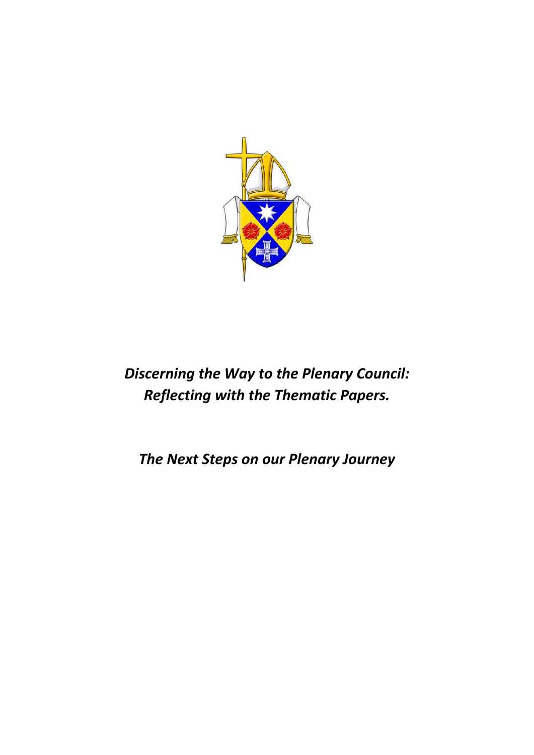# *Discerning the Way to the Plenary Council: Reflecting with the Thematic Papers.*

## *The Next Steps on our Plenary Journey*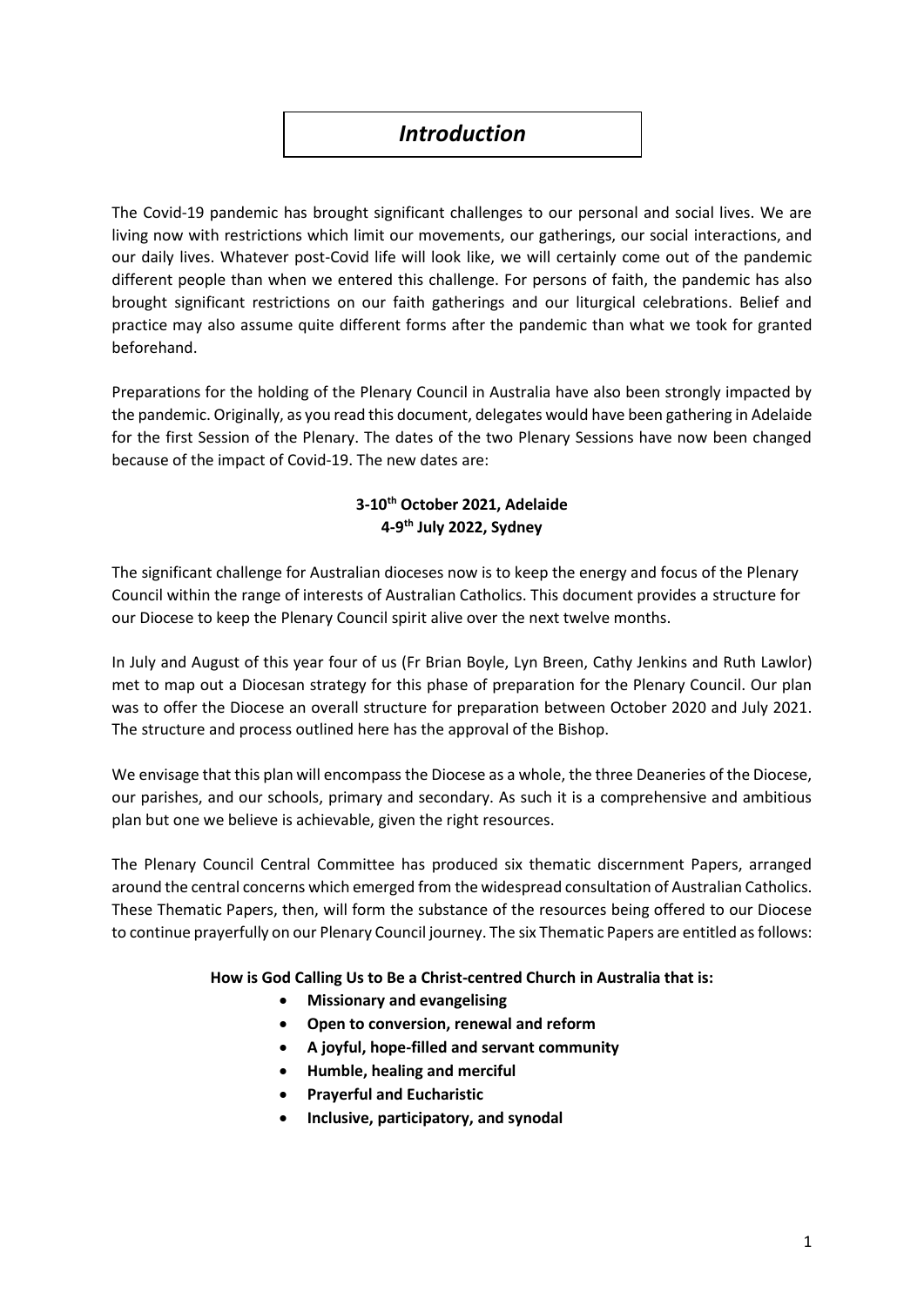# *Introduction*

The Covid-19 pandemic has brought significant challenges to our personal and social lives. We are living now with restrictions which limit our movements, our gatherings, our social interactions, and our daily lives. Whatever post-Covid life will look like, we will certainly come out of the pandemic different people than when we entered this challenge. For persons of faith, the pandemic has also brought significant restrictions on our faith gatherings and our liturgical celebrations. Belief and practice may also assume quite different forms after the pandemic than what we took for granted beforehand.

Preparations for the holding of the Plenary Council in Australia have also been strongly impacted by the pandemic. Originally, as you read this document, delegates would have been gathering in Adelaide for the first Session of the Plenary. The dates of the two Plenary Sessions have now been changed because of the impact of Covid-19. The new dates are:

**3-10th October 2021, Adelaide**
**4-9th July 2022, Sydney**

The significant challenge for Australian dioceses now is to keep the energy and focus of the Plenary Council within the range of interests of Australian Catholics. This document provides a structure for our Diocese to keep the Plenary Council spirit alive over the next twelve months.

In July and August of this year four of us (Fr Brian Boyle, Lyn Breen, Cathy Jenkins and Ruth Lawlor) met to map out a Diocesan strategy for this phase of preparation for the Plenary Council. Our plan was to offer the Diocese an overall structure for preparation between October 2020 and July 2021. The structure and process outlined here has the approval of the Bishop.

We envisage that this plan will encompass the Diocese as a whole, the three Deaneries of the Diocese, our parishes, and our schools, primary and secondary. As such it is a comprehensive and ambitious plan but one we believe is achievable, given the right resources.

The Plenary Council Central Committee has produced six thematic discernment Papers, arranged around the central concerns which emerged from the widespread consultation of Australian Catholics. These Thematic Papers, then, will form the substance of the resources being offered to our Diocese to continue prayerfully on our Plenary Council journey. The six Thematic Papers are entitled as follows:

**How is God Calling Us to Be a Christ-centred Church in Australia that is:**

- **Missionary and evangelising**
- **Open to conversion, renewal and reform**
- **A joyful, hope-filled and servant community**
- **Humble, healing and merciful**
- **Prayerful and Eucharistic**
- **Inclusive, participatory, and synodal**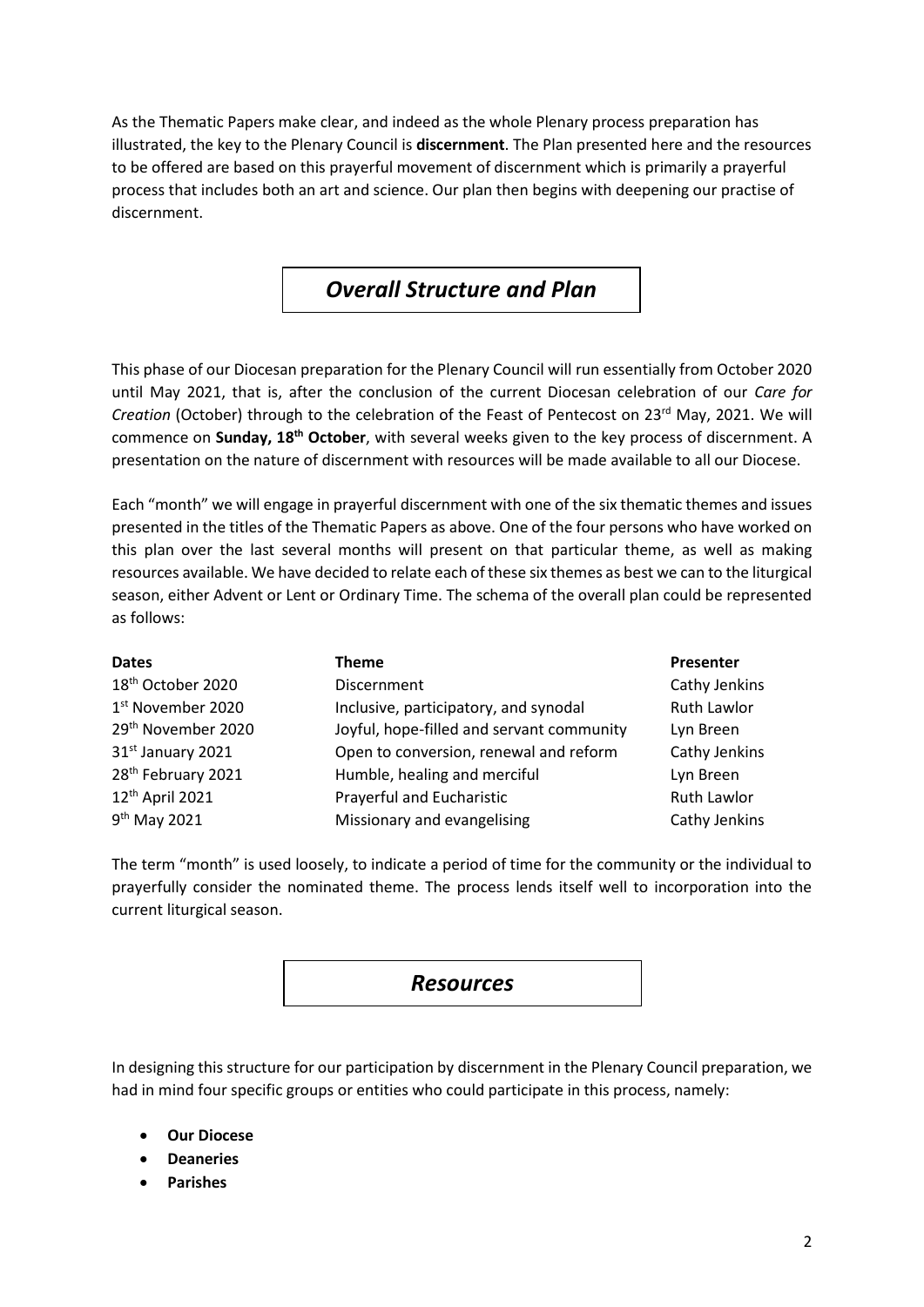As the Thematic Papers make clear, and indeed as the whole Plenary process preparation has illustrated, the key to the Plenary Council is **discernment**. The Plan presented here and the resources to be offered are based on this prayerful movement of discernment which is primarily a prayerful process that includes both an art and science. Our plan then begins with deepening our practise of discernment.

## *Overall Structure and Plan*

This phase of our Diocesan preparation for the Plenary Council will run essentially from October 2020 until May 2021, that is, after the conclusion of the current Diocesan celebration of our *Care for Creation* (October) through to the celebration of the Feast of Pentecost on 23rd May, 2021. We will commence on **Sunday, 18th October**, with several weeks given to the key process of discernment. A presentation on the nature of discernment with resources will be made available to all our Diocese.

Each "month" we will engage in prayerful discernment with one of the six thematic themes and issues presented in the titles of the Thematic Papers as above. One of the four persons who have worked on this plan over the last several months will present on that particular theme, as well as making resources available. We have decided to relate each of these six themes as best we can to the liturgical season, either Advent or Lent or Ordinary Time. The schema of the overall plan could be represented as follows:

| Dates | Theme | Presenter |
|---|---|---|
| 18th October 2020 | Discernment | Cathy Jenkins |
| 1st November 2020 | Inclusive, participatory, and synodal | Ruth Lawlor |
| 29th November 2020 | Joyful, hope-filled and servant community | Lyn Breen |
| 31st January 2021 | Open to conversion, renewal and reform | Cathy Jenkins |
| 28th February 2021 | Humble, healing and merciful | Lyn Breen |
| 12th April 2021 | Prayerful and Eucharistic | Ruth Lawlor |
| 9th May 2021 | Missionary and evangelising | Cathy Jenkins |

The term "month" is used loosely, to indicate a period of time for the community or the individual to prayerfully consider the nominated theme. The process lends itself well to incorporation into the current liturgical season.

## *Resources*

In designing this structure for our participation by discernment in the Plenary Council preparation, we had in mind four specific groups or entities who could participate in this process, namely:

- **Our Diocese**
- **Deaneries**
- **Parishes**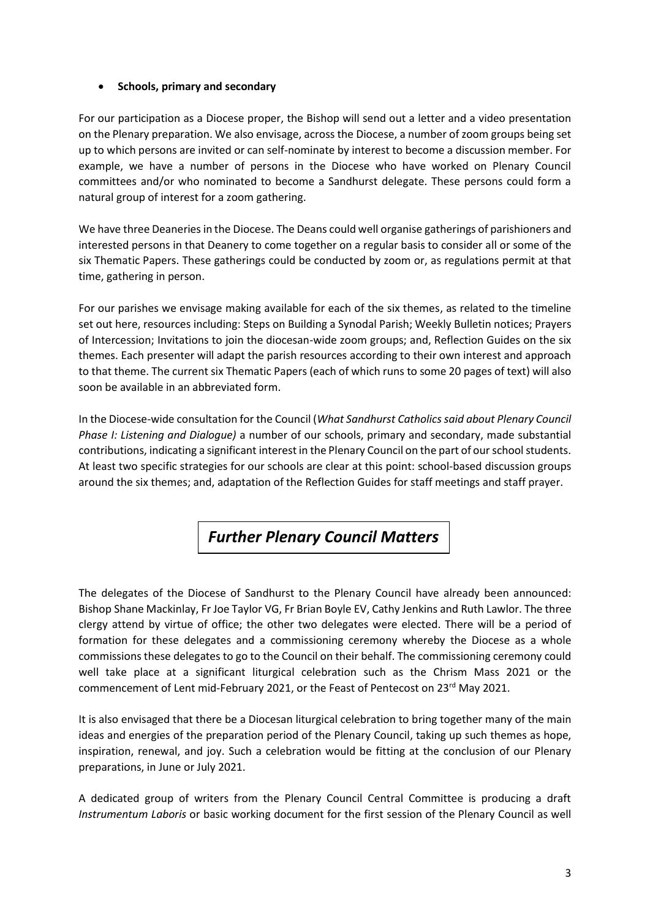- **Schools, primary and secondary**

For our participation as a Diocese proper, the Bishop will send out a letter and a video presentation on the Plenary preparation. We also envisage, across the Diocese, a number of zoom groups being set up to which persons are invited or can self-nominate by interest to become a discussion member. For example, we have a number of persons in the Diocese who have worked on Plenary Council committees and/or who nominated to become a Sandhurst delegate. These persons could form a natural group of interest for a zoom gathering.

We have three Deaneries in the Diocese. The Deans could well organise gatherings of parishioners and interested persons in that Deanery to come together on a regular basis to consider all or some of the six Thematic Papers. These gatherings could be conducted by zoom or, as regulations permit at that time, gathering in person.

For our parishes we envisage making available for each of the six themes, as related to the timeline set out here, resources including: Steps on Building a Synodal Parish; Weekly Bulletin notices; Prayers of Intercession; Invitations to join the diocesan-wide zoom groups; and, Reflection Guides on the six themes. Each presenter will adapt the parish resources according to their own interest and approach to that theme. The current six Thematic Papers (each of which runs to some 20 pages of text) will also soon be available in an abbreviated form.

In the Diocese-wide consultation for the Council (*What Sandhurst Catholics said about Plenary Council Phase I: Listening and Dialogue)* a number of our schools, primary and secondary, made substantial contributions, indicating a significant interest in the Plenary Council on the part of our school students. At least two specific strategies for our schools are clear at this point: school-based discussion groups around the six themes; and, adaptation of the Reflection Guides for staff meetings and staff prayer.

## *Further Plenary Council Matters*

The delegates of the Diocese of Sandhurst to the Plenary Council have already been announced: Bishop Shane Mackinlay, Fr Joe Taylor VG, Fr Brian Boyle EV, Cathy Jenkins and Ruth Lawlor. The three clergy attend by virtue of office; the other two delegates were elected. There will be a period of formation for these delegates and a commissioning ceremony whereby the Diocese as a whole commissions these delegates to go to the Council on their behalf. The commissioning ceremony could well take place at a significant liturgical celebration such as the Chrism Mass 2021 or the commencement of Lent mid-February 2021, or the Feast of Pentecost on 23rd May 2021.

It is also envisaged that there be a Diocesan liturgical celebration to bring together many of the main ideas and energies of the preparation period of the Plenary Council, taking up such themes as hope, inspiration, renewal, and joy. Such a celebration would be fitting at the conclusion of our Plenary preparations, in June or July 2021.

A dedicated group of writers from the Plenary Council Central Committee is producing a draft *Instrumentum Laboris* or basic working document for the first session of the Plenary Council as well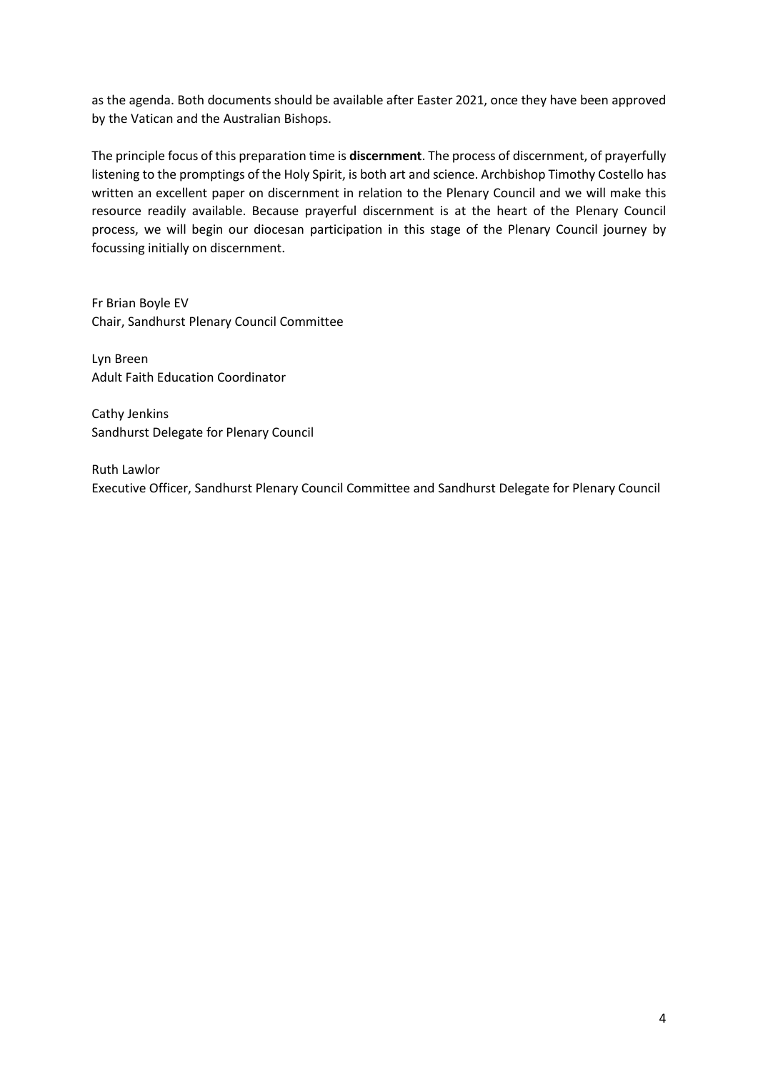as the agenda. Both documents should be available after Easter 2021, once they have been approved by the Vatican and the Australian Bishops.

The principle focus of this preparation time is **discernment**. The process of discernment, of prayerfully listening to the promptings of the Holy Spirit, is both art and science. Archbishop Timothy Costello has written an excellent paper on discernment in relation to the Plenary Council and we will make this resource readily available. Because prayerful discernment is at the heart of the Plenary Council process, we will begin our diocesan participation in this stage of the Plenary Council journey by focussing initially on discernment.

Fr Brian Boyle EV
Chair, Sandhurst Plenary Council Committee

Lyn Breen
Adult Faith Education Coordinator

Cathy Jenkins
Sandhurst Delegate for Plenary Council

Ruth Lawlor
Executive Officer, Sandhurst Plenary Council Committee and Sandhurst Delegate for Plenary Council